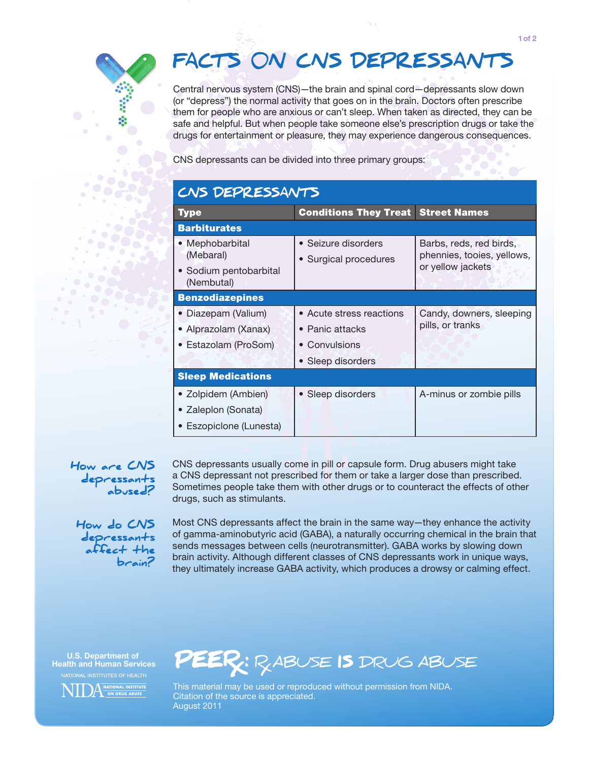# Facts on CNS Depressants

Central nervous system (CNS)—the brain and spinal cord—depressants slow down (or "depress") the normal activity that goes on in the brain. Doctors often prescribe them for people who are anxious or can't sleep. When taken as directed, they can be safe and helpful. But when people take someone else's prescription drugs or take the drugs for entertainment or pleasure, they may experience dangerous consequences.

CNS depressants can be divided into three primary groups:

## CNS Depressants

| Type | Conditions They Treat | Street Names |
|---|---|---|
| **Barbiturates** | | |
| • Mephobarbital (Mebaral)<br>• Sodium pentobarbital (Nembutal) | • Seizure disorders<br>• Surgical procedures | Barbs, reds, red birds, phennies, tooies, yellows, or yellow jackets |
| **Benzodiazepines** | | |
| • Diazepam (Valium)<br>• Alprazolam (Xanax)<br>• Estazolam (ProSom) | • Acute stress reactions<br>• Panic attacks<br>• Convulsions<br>• Sleep disorders | Candy, downers, sleeping pills, or tranks |
| **Sleep Medications** | | |
| • Zolpidem (Ambien)<br>• Zaleplon (Sonata)<br>• Eszopiclone (Lunesta) | • Sleep disorders | A-minus or zombie pills |

### How are CNS depressants abused?

CNS depressants usually come in pill or capsule form. Drug abusers might take a CNS depressant not prescribed for them or take a larger dose than prescribed. Sometimes people take them with other drugs or to counteract the effects of other drugs, such as stimulants.

### How do CNS depressants affect the brain?

Most CNS depressants affect the brain in the same way—they enhance the activity of gamma-aminobutyric acid (GABA), a naturally occurring chemical in the brain that sends messages between cells (neurotransmitter). GABA works by slowing down brain activity. Although different classes of CNS depressants work in unique ways, they ultimately increase GABA activity, which produces a drowsy or calming effect.

U.S. Department of Health and Human Services
National Institutes of Health
NIDA National Institute on Drug Abuse

**PEERx: Rx Abuse is Drug Abuse**

This material may be used or reproduced without permission from NIDA. Citation of the source is appreciated.
August 2011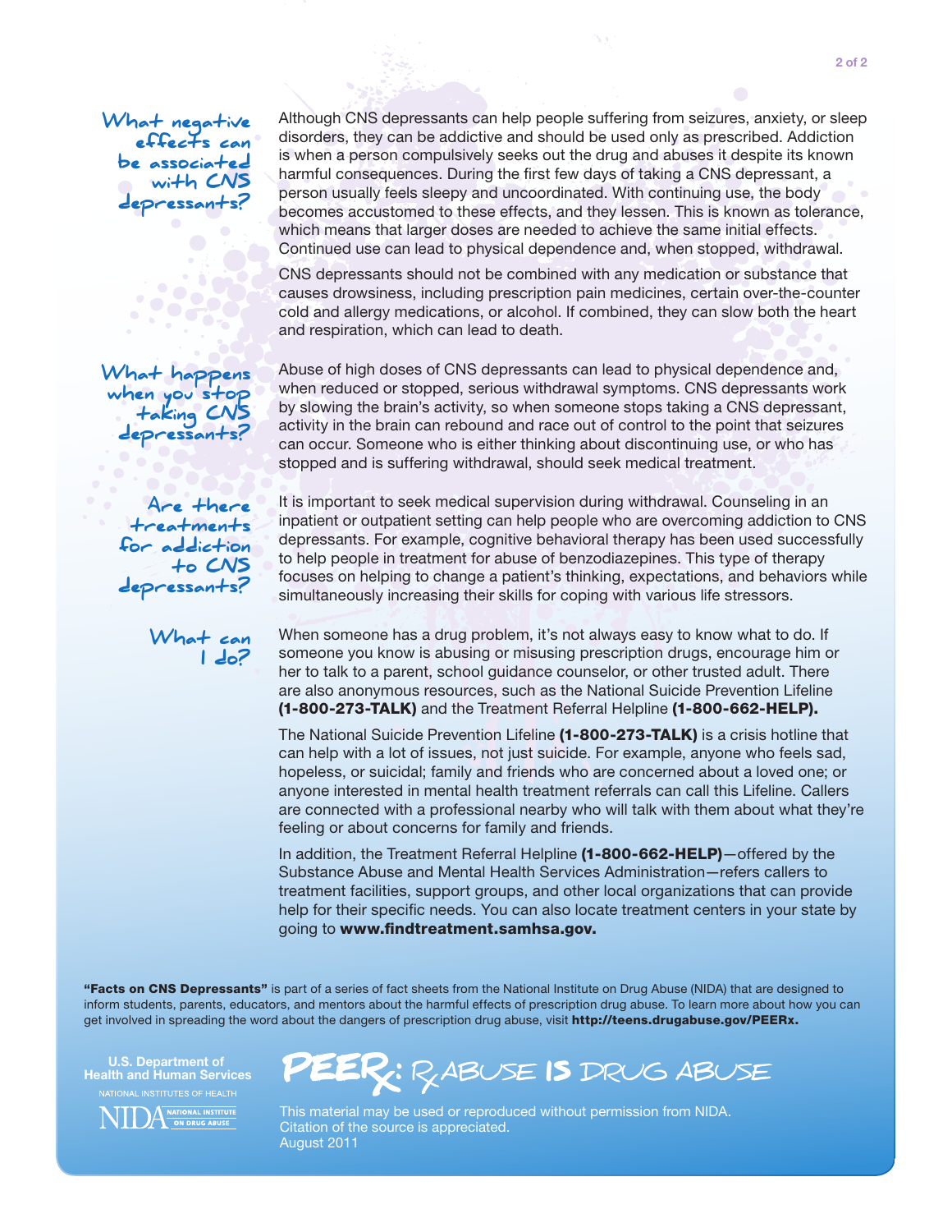## What negative effects can be associated with CNS depressants?

Although CNS depressants can help people suffering from seizures, anxiety, or sleep disorders, they can be addictive and should be used only as prescribed. Addiction is when a person compulsively seeks out the drug and abuses it despite its known harmful consequences. During the first few days of taking a CNS depressant, a person usually feels sleepy and uncoordinated. With continuing use, the body becomes accustomed to these effects, and they lessen. This is known as tolerance, which means that larger doses are needed to achieve the same initial effects. Continued use can lead to physical dependence and, when stopped, withdrawal.

CNS depressants should not be combined with any medication or substance that causes drowsiness, including prescription pain medicines, certain over-the-counter cold and allergy medications, or alcohol. If combined, they can slow both the heart and respiration, which can lead to death.

## What happens when you stop taking CNS depressants?

Abuse of high doses of CNS depressants can lead to physical dependence and, when reduced or stopped, serious withdrawal symptoms. CNS depressants work by slowing the brain's activity, so when someone stops taking a CNS depressant, activity in the brain can rebound and race out of control to the point that seizures can occur. Someone who is either thinking about discontinuing use, or who has stopped and is suffering withdrawal, should seek medical treatment.

## Are there treatments for addiction to CNS depressants?

It is important to seek medical supervision during withdrawal. Counseling in an inpatient or outpatient setting can help people who are overcoming addiction to CNS depressants. For example, cognitive behavioral therapy has been used successfully to help people in treatment for abuse of benzodiazepines. This type of therapy focuses on helping to change a patient's thinking, expectations, and behaviors while simultaneously increasing their skills for coping with various life stressors.

## What can I do?

When someone has a drug problem, it's not always easy to know what to do. If someone you know is abusing or misusing prescription drugs, encourage him or her to talk to a parent, school guidance counselor, or other trusted adult. There are also anonymous resources, such as the National Suicide Prevention Lifeline **(1-800-273-TALK)** and the Treatment Referral Helpline **(1-800-662-HELP).**

The National Suicide Prevention Lifeline **(1-800-273-TALK)** is a crisis hotline that can help with a lot of issues, not just suicide. For example, anyone who feels sad, hopeless, or suicidal; family and friends who are concerned about a loved one; or anyone interested in mental health treatment referrals can call this Lifeline. Callers are connected with a professional nearby who will talk with them about what they're feeling or about concerns for family and friends.

In addition, the Treatment Referral Helpline **(1-800-662-HELP)**—offered by the Substance Abuse and Mental Health Services Administration—refers callers to treatment facilities, support groups, and other local organizations that can provide help for their specific needs. You can also locate treatment centers in your state by going to **www.findtreatment.samhsa.gov.**

**"Facts on CNS Depressants"** is part of a series of fact sheets from the National Institute on Drug Abuse (NIDA) that are designed to inform students, parents, educators, and mentors about the harmful effects of prescription drug abuse. To learn more about how you can get involved in spreading the word about the dangers of prescription drug abuse, visit **http://teens.drugabuse.gov/PEERx.**

U.S. Department of Health and Human Services
NATIONAL INSTITUTES OF HEALTH
NIDA NATIONAL INSTITUTE ON DRUG ABUSE

**PEERx: Rx ABUSE IS DRUG ABUSE**

This material may be used or reproduced without permission from NIDA. Citation of the source is appreciated.
August 2011